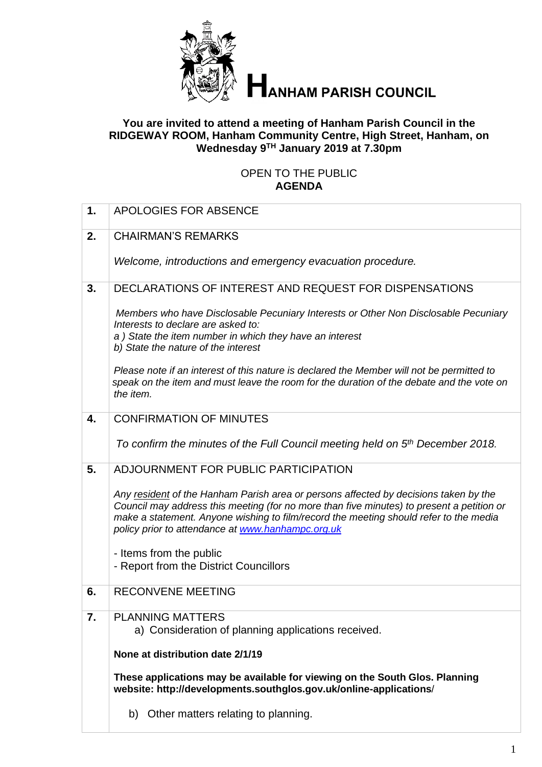# HANHAM PARISH COUNCIL

**You are invited to attend a meeting of Hanham Parish Council in the RIDGEWAY ROOM, Hanham Community Centre, High Street, Hanham, on Wednesday 9TH January 2019 at 7.30pm**

OPEN TO THE PUBLIC
**AGENDA**

| | |
|---|---|
| **1.** | APOLOGIES FOR ABSENCE |
| **2.** | CHAIRMAN'S REMARKS<br><br>*Welcome, introductions and emergency evacuation procedure.* |
| **3.** | DECLARATIONS OF INTEREST AND REQUEST FOR DISPENSATIONS<br><br>*Members who have Disclosable Pecuniary Interests or Other Non Disclosable Pecuniary Interests to declare are asked to:*<br>*a ) State the item number in which they have an interest*<br>*b) State the nature of the interest*<br><br>*Please note if an interest of this nature is declared the Member will not be permitted to speak on the item and must leave the room for the duration of the debate and the vote on the item.* |
| **4.** | CONFIRMATION OF MINUTES<br><br>*To confirm the minutes of the Full Council meeting held on 5th December 2018.* |
| **5.** | ADJOURNMENT FOR PUBLIC PARTICIPATION<br><br>*Any resident of the Hanham Parish area or persons affected by decisions taken by the Council may address this meeting (for no more than five minutes) to present a petition or make a statement. Anyone wishing to film/record the meeting should refer to the media policy prior to attendance at www.hanhampc.org.uk*<br><br>- Items from the public<br>- Report from the District Councillors |
| **6.** | RECONVENE MEETING |
| **7.** | PLANNING MATTERS<br>a) Consideration of planning applications received.<br><br>**None at distribution date 2/1/19**<br><br>**These applications may be available for viewing on the South Glos. Planning website: http://developments.southglos.gov.uk/online-applications**/<br><br>b) Other matters relating to planning. |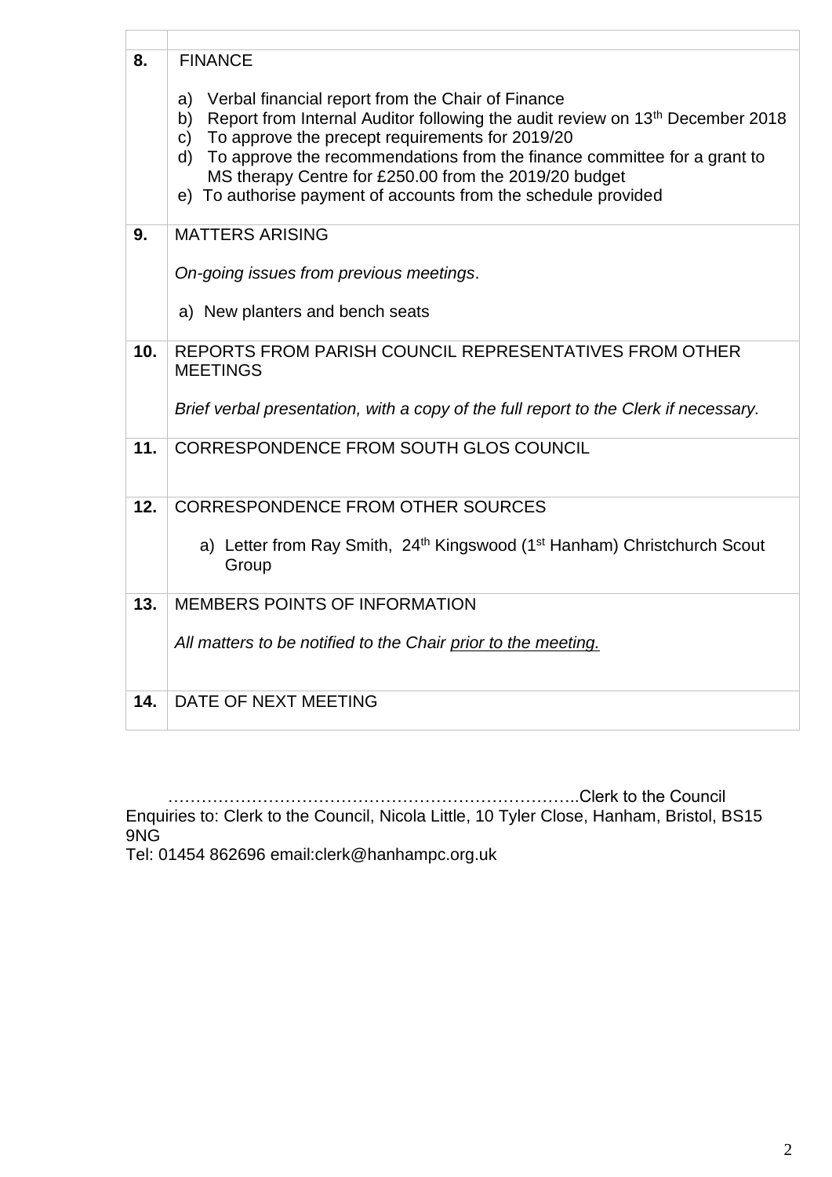| | |
|---|---|
| **8.** | FINANCE<br><br>a) Verbal financial report from the Chair of Finance<br>b) Report from Internal Auditor following the audit review on 13th December 2018<br>c) To approve the precept requirements for 2019/20<br>d) To approve the recommendations from the finance committee for a grant to MS therapy Centre for £250.00 from the 2019/20 budget<br>e) To authorise payment of accounts from the schedule provided |
| **9.** | MATTERS ARISING<br><br>*On-going issues from previous meetings*.<br><br>a) New planters and bench seats |
| **10.** | REPORTS FROM PARISH COUNCIL REPRESENTATIVES FROM OTHER MEETINGS<br><br>*Brief verbal presentation, with a copy of the full report to the Clerk if necessary.* |
| **11.** | CORRESPONDENCE FROM SOUTH GLOS COUNCIL |
| **12.** | CORRESPONDENCE FROM OTHER SOURCES<br><br>a) Letter from Ray Smith, 24th Kingswood (1st Hanham) Christchurch Scout Group |
| **13.** | MEMBERS POINTS OF INFORMATION<br><br>*All matters to be notified to the Chair prior to the meeting.* |
| **14.** | DATE OF NEXT MEETING |

…………………………………………………………………..Clerk to the Council

Enquiries to: Clerk to the Council, Nicola Little, 10 Tyler Close, Hanham, Bristol, BS15 9NG

Tel: 01454 862696 email:clerk@hanhampc.org.uk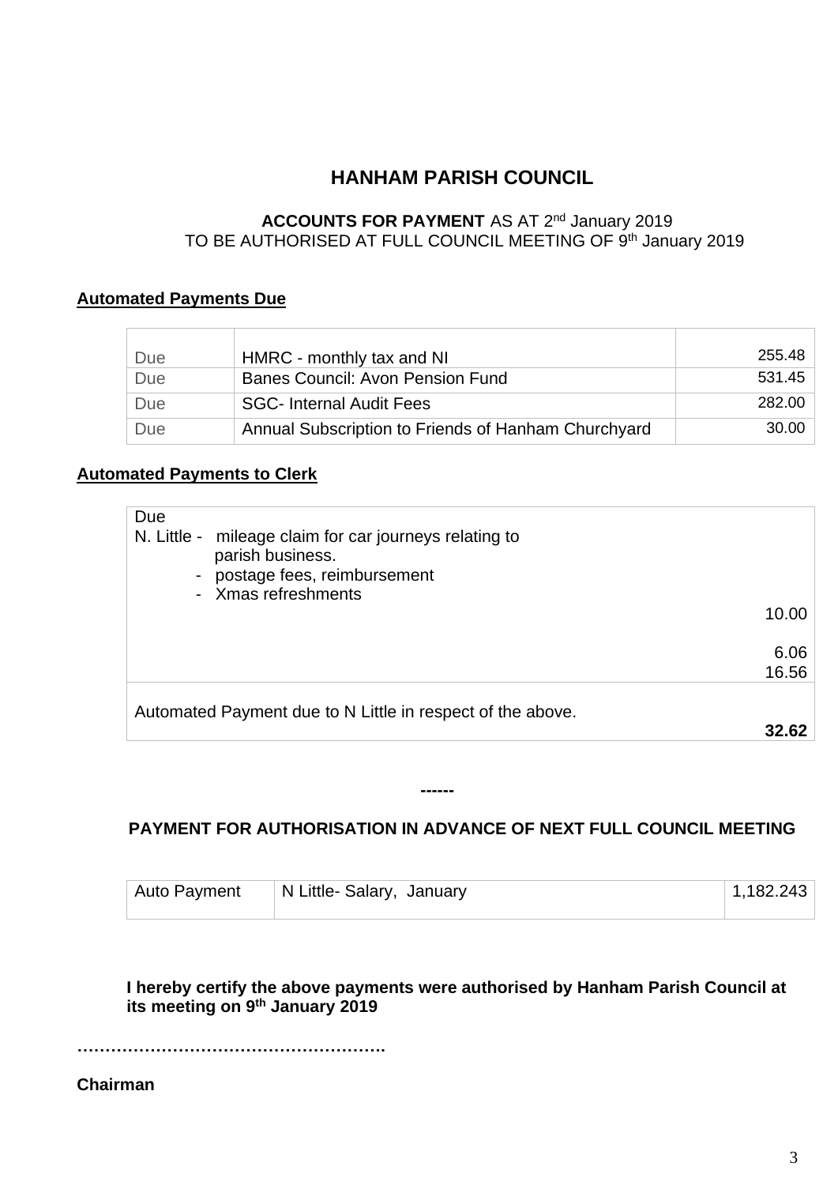# HANHAM PARISH COUNCIL

**ACCOUNTS FOR PAYMENT** AS AT 2nd January 2019
TO BE AUTHORISED AT FULL COUNCIL MEETING OF 9th January 2019

**Automated Payments Due**

| | | |
|---|---|---|
| Due | HMRC - monthly tax and NI | 255.48 |
| Due | Banes Council: Avon Pension Fund | 531.45 |
| Due | SGC- Internal Audit Fees | 282.00 |
| Due | Annual Subscription to Friends of Hanham Churchyard | 30.00 |

**Automated Payments to Clerk**

| | |
|---|---|
| Due<br>N. Little - mileage claim for car journeys relating to parish business.<br>- postage fees, reimbursement<br>- Xmas refreshments | 10.00<br><br>6.06<br>16.56 |
| Automated Payment due to N Little in respect of the above. | **32.62** |

------

**PAYMENT FOR AUTHORISATION IN ADVANCE OF NEXT FULL COUNCIL MEETING**

| | | |
|---|---|---|
| Auto Payment | N Little- Salary, January | 1,182.243 |

**I hereby certify the above payments were authorised by Hanham Parish Council at its meeting on 9th January 2019**

……………………………………………….

**Chairman**